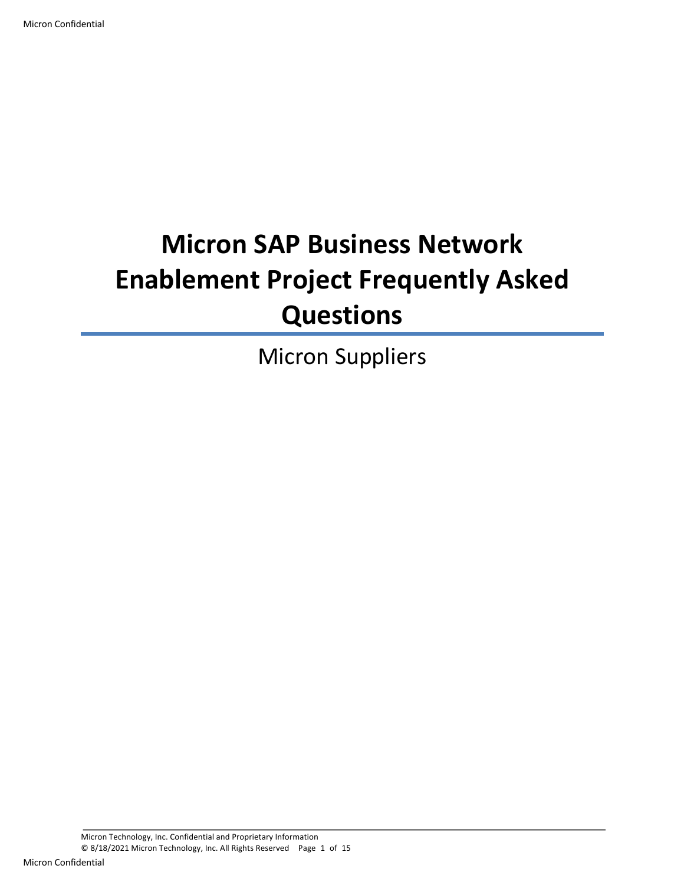# Micron SAP Business Network Enablement Project Frequently Asked Questions

Micron Suppliers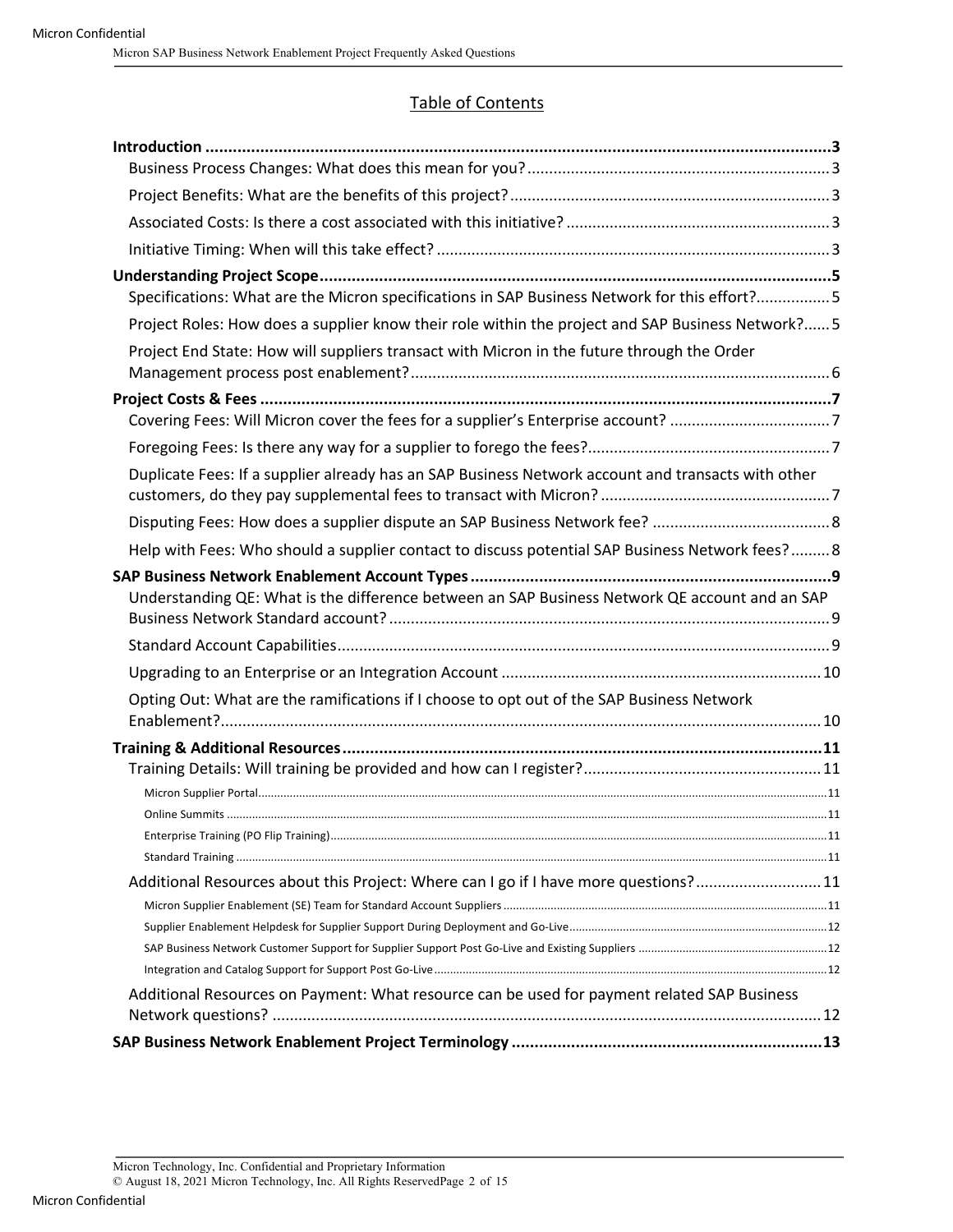# Table of Contents

**Introduction** ......................................................................................................... **3**

- Business Process Changes: What does this mean for you? ..................................... 3
- Project Benefits: What are the benefits of this project? ......................................... 3
- Associated Costs: Is there a cost associated with this initiative? .............................. 3
- Initiative Timing: When will this take effect? ....................................................... 3

**Understanding Project Scope** ........................................................................... **5**

- Specifications: What are the Micron specifications in SAP Business Network for this effort? ................ 5
- Project Roles: How does a supplier know their role within the project and SAP Business Network? ...... 5
- Project End State: How will suppliers transact with Micron in the future through the Order Management process post enablement? ................................................................ 6

**Project Costs & Fees** ....................................................................................... **7**

- Covering Fees: Will Micron cover the fees for a supplier's Enterprise account? ........................ 7
- Foregoing Fees: Is there any way for a supplier to forego the fees? ........................................ 7
- Duplicate Fees: If a supplier already has an SAP Business Network account and transacts with other customers, do they pay supplemental fees to transact with Micron? ........................................ 7
- Disputing Fees: How does a supplier dispute an SAP Business Network fee? ......................... 8
- Help with Fees: Who should a supplier contact to discuss potential SAP Business Network fees? ......... 8

**SAP Business Network Enablement Account Types** ............................................. **9**

- Understanding QE: What is the difference between an SAP Business Network QE account and an SAP Business Network Standard account? ...................................................................... 9
- Standard Account Capabilities ............................................................................ 9
- Upgrading to an Enterprise or an Integration Account ............................................. 10
- Opting Out: What are the ramifications if I choose to opt out of the SAP Business Network Enablement? ................................................................................................ 10

**Training & Additional Resources** ..................................................................... **11**

- Training Details: Will training be provided and how can I register? ............................ 11
  - Micron Supplier Portal ........................................................................ 11
  - Online Summits .................................................................................. 11
  - Enterprise Training (PO Flip Training) .................................................... 11
  - Standard Training ............................................................................... 11
- Additional Resources about this Project: Where can I go if I have more questions? ................ 11
  - Micron Supplier Enablement (SE) Team for Standard Account Suppliers ................................. 11
  - Supplier Enablement Helpdesk for Supplier Support During Deployment and Go-Live ................. 12
  - SAP Business Network Customer Support for Supplier Support Post Go-Live and Existing Suppliers ........ 12
  - Integration and Catalog Support for Support Post Go-Live ................................................ 12
- Additional Resources on Payment: What resource can be used for payment related SAP Business Network questions? ............................................................................................... 12

**SAP Business Network Enablement Project Terminology** ...................................... **13**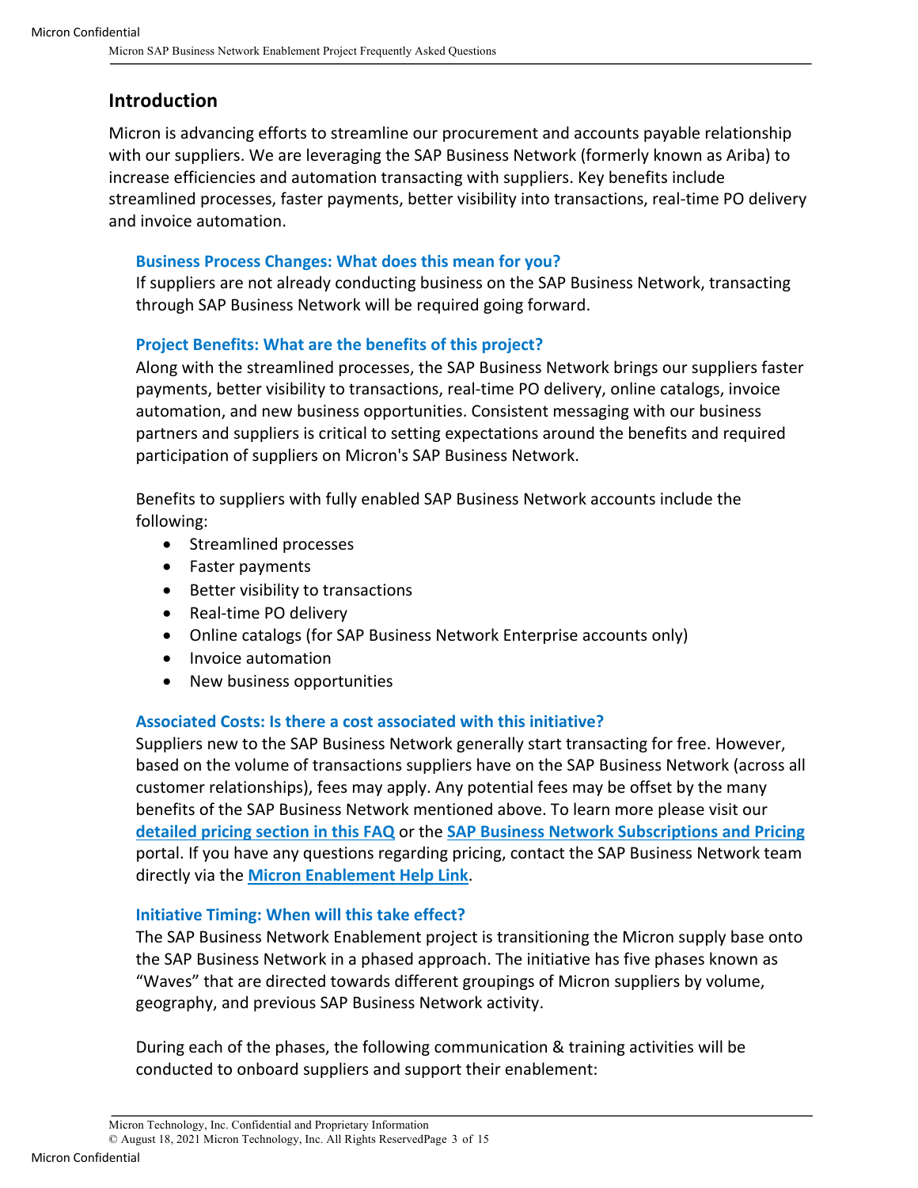## Introduction

Micron is advancing efforts to streamline our procurement and accounts payable relationship with our suppliers. We are leveraging the SAP Business Network (formerly known as Ariba) to increase efficiencies and automation transacting with suppliers. Key benefits include streamlined processes, faster payments, better visibility into transactions, real-time PO delivery and invoice automation.

### Business Process Changes: What does this mean for you?

If suppliers are not already conducting business on the SAP Business Network, transacting through SAP Business Network will be required going forward.

### Project Benefits: What are the benefits of this project?

Along with the streamlined processes, the SAP Business Network brings our suppliers faster payments, better visibility to transactions, real-time PO delivery, online catalogs, invoice automation, and new business opportunities. Consistent messaging with our business partners and suppliers is critical to setting expectations around the benefits and required participation of suppliers on Micron's SAP Business Network.

Benefits to suppliers with fully enabled SAP Business Network accounts include the following:

- Streamlined processes
- Faster payments
- Better visibility to transactions
- Real-time PO delivery
- Online catalogs (for SAP Business Network Enterprise accounts only)
- Invoice automation
- New business opportunities

### Associated Costs: Is there a cost associated with this initiative?

Suppliers new to the SAP Business Network generally start transacting for free. However, based on the volume of transactions suppliers have on the SAP Business Network (across all customer relationships), fees may apply. Any potential fees may be offset by the many benefits of the SAP Business Network mentioned above. To learn more please visit our **detailed pricing section in this FAQ** or the **SAP Business Network Subscriptions and Pricing** portal. If you have any questions regarding pricing, contact the SAP Business Network team directly via the **Micron Enablement Help Link**.

### Initiative Timing: When will this take effect?

The SAP Business Network Enablement project is transitioning the Micron supply base onto the SAP Business Network in a phased approach. The initiative has five phases known as "Waves" that are directed towards different groupings of Micron suppliers by volume, geography, and previous SAP Business Network activity.

During each of the phases, the following communication & training activities will be conducted to onboard suppliers and support their enablement: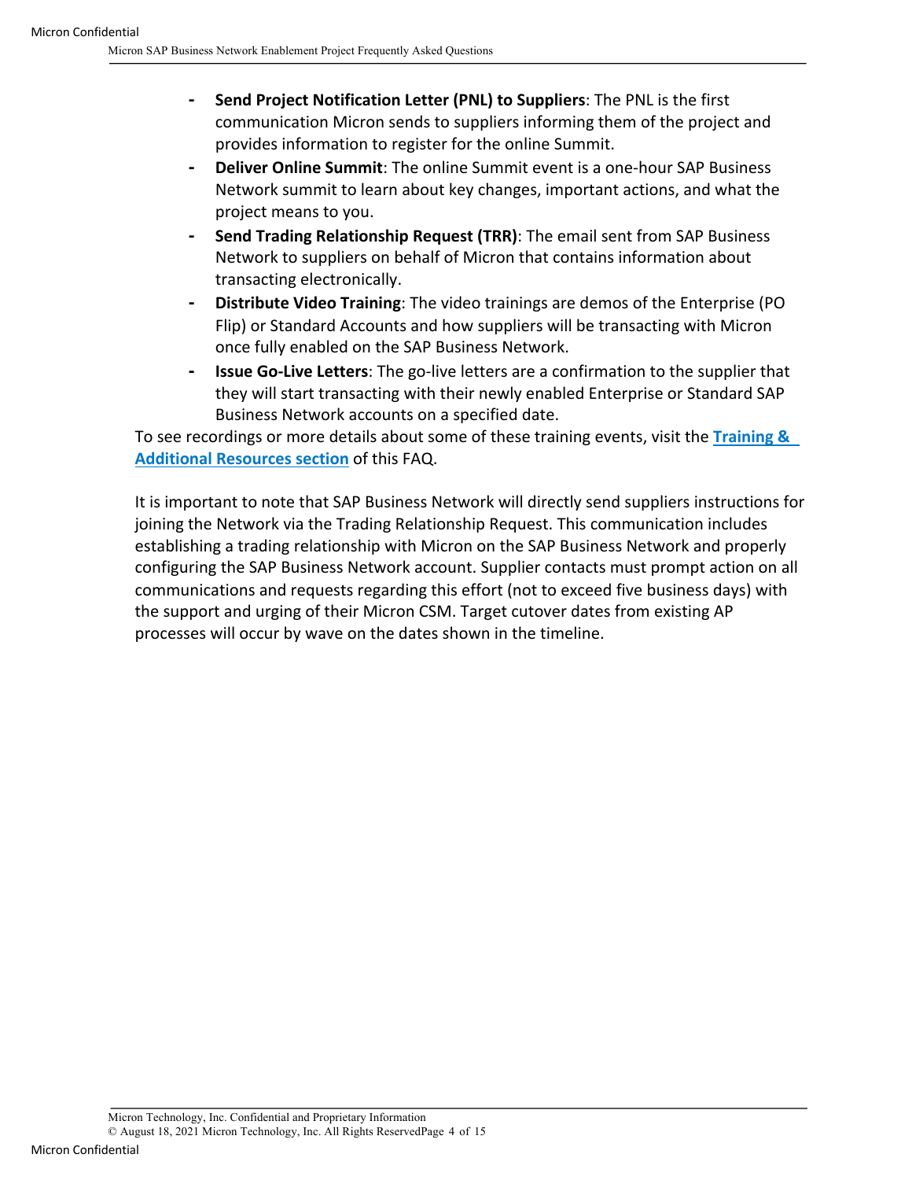- **Send Project Notification Letter (PNL) to Suppliers**: The PNL is the first communication Micron sends to suppliers informing them of the project and provides information to register for the online Summit.
- **Deliver Online Summit**: The online Summit event is a one-hour SAP Business Network summit to learn about key changes, important actions, and what the project means to you.
- **Send Trading Relationship Request (TRR)**: The email sent from SAP Business Network to suppliers on behalf of Micron that contains information about transacting electronically.
- **Distribute Video Training**: The video trainings are demos of the Enterprise (PO Flip) or Standard Accounts and how suppliers will be transacting with Micron once fully enabled on the SAP Business Network.
- **Issue Go-Live Letters**: The go-live letters are a confirmation to the supplier that they will start transacting with their newly enabled Enterprise or Standard SAP Business Network accounts on a specified date.

To see recordings or more details about some of these training events, visit the **Training & Additional Resources section** of this FAQ.

It is important to note that SAP Business Network will directly send suppliers instructions for joining the Network via the Trading Relationship Request. This communication includes establishing a trading relationship with Micron on the SAP Business Network and properly configuring the SAP Business Network account. Supplier contacts must prompt action on all communications and requests regarding this effort (not to exceed five business days) with the support and urging of their Micron CSM. Target cutover dates from existing AP processes will occur by wave on the dates shown in the timeline.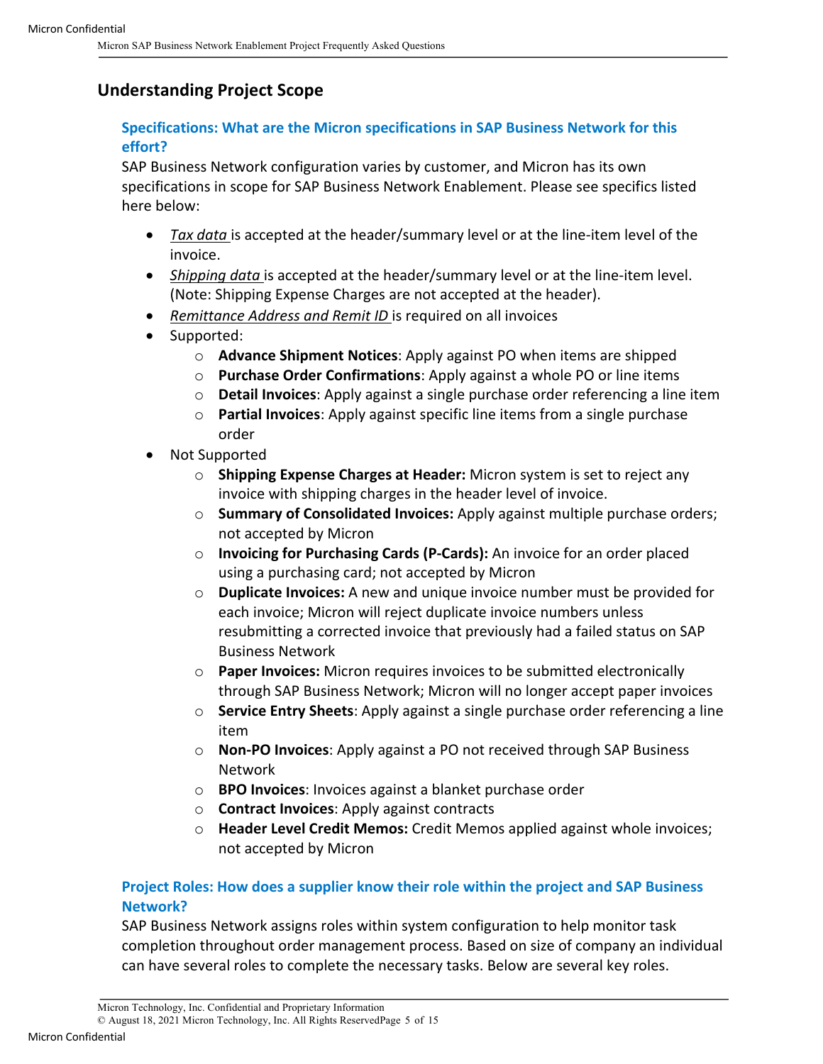## Understanding Project Scope

### Specifications: What are the Micron specifications in SAP Business Network for this effort?

SAP Business Network configuration varies by customer, and Micron has its own specifications in scope for SAP Business Network Enablement. Please see specifics listed here below:

- *Tax data* is accepted at the header/summary level or at the line-item level of the invoice.
- *Shipping data* is accepted at the header/summary level or at the line-item level. (Note: Shipping Expense Charges are not accepted at the header).
- *Remittance Address and Remit ID* is required on all invoices
- Supported:
  - **Advance Shipment Notices**: Apply against PO when items are shipped
  - **Purchase Order Confirmations**: Apply against a whole PO or line items
  - **Detail Invoices**: Apply against a single purchase order referencing a line item
  - **Partial Invoices**: Apply against specific line items from a single purchase order
- Not Supported
  - **Shipping Expense Charges at Header:** Micron system is set to reject any invoice with shipping charges in the header level of invoice.
  - **Summary of Consolidated Invoices:** Apply against multiple purchase orders; not accepted by Micron
  - **Invoicing for Purchasing Cards (P-Cards):** An invoice for an order placed using a purchasing card; not accepted by Micron
  - **Duplicate Invoices:** A new and unique invoice number must be provided for each invoice; Micron will reject duplicate invoice numbers unless resubmitting a corrected invoice that previously had a failed status on SAP Business Network
  - **Paper Invoices:** Micron requires invoices to be submitted electronically through SAP Business Network; Micron will no longer accept paper invoices
  - **Service Entry Sheets**: Apply against a single purchase order referencing a line item
  - **Non-PO Invoices**: Apply against a PO not received through SAP Business Network
  - **BPO Invoices**: Invoices against a blanket purchase order
  - **Contract Invoices**: Apply against contracts
  - **Header Level Credit Memos:** Credit Memos applied against whole invoices; not accepted by Micron

### Project Roles: How does a supplier know their role within the project and SAP Business Network?

SAP Business Network assigns roles within system configuration to help monitor task completion throughout order management process. Based on size of company an individual can have several roles to complete the necessary tasks. Below are several key roles.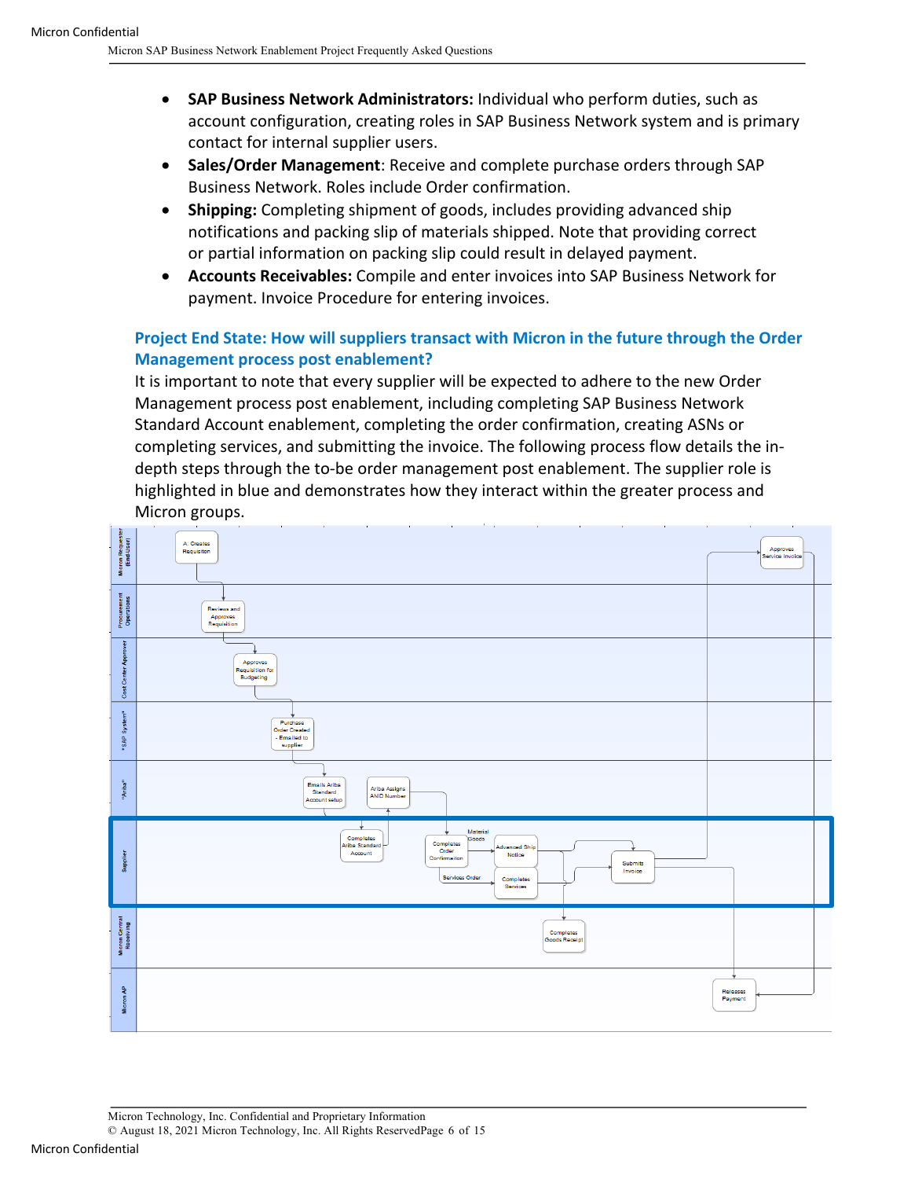- **SAP Business Network Administrators:** Individual who perform duties, such as account configuration, creating roles in SAP Business Network system and is primary contact for internal supplier users.
- **Sales/Order Management**: Receive and complete purchase orders through SAP Business Network. Roles include Order confirmation.
- **Shipping:** Completing shipment of goods, includes providing advanced ship notifications and packing slip of materials shipped. Note that providing correct or partial information on packing slip could result in delayed payment.
- **Accounts Receivables:** Compile and enter invoices into SAP Business Network for payment. Invoice Procedure for entering invoices.

## Project End State: How will suppliers transact with Micron in the future through the Order Management process post enablement?

It is important to note that every supplier will be expected to adhere to the new Order Management process post enablement, including completing SAP Business Network Standard Account enablement, completing the order confirmation, creating ASNs or completing services, and submitting the invoice. The following process flow details the in-depth steps through the to-be order management post enablement. The supplier role is highlighted in blue and demonstrates how they interact within the greater process and Micron groups.

| Lane | Steps |
| --- | --- |
| Micron Requester (End User) | A: Creates Requisition; Approves Service Invoice |
| Procurement Operations | Reviews and Approves Requisition |
| Cost Center Approver | Approves Requisition for Budgeting |
| "SAP System" | Purchase Order Created - Emailed to supplier |
| "Ariba" | Emails Ariba Standard Account setup; Ariba Assigns ANID Number |
| Supplier | Completes Ariba Standard Account; Completes Order Confirmation; Material Goods: Advanced Ship Notice; Services Order: Completes Services; Submits Invoice |
| Micron Central Receiving | Completes Goods Receipt |
| Micron AP | Releases Payment |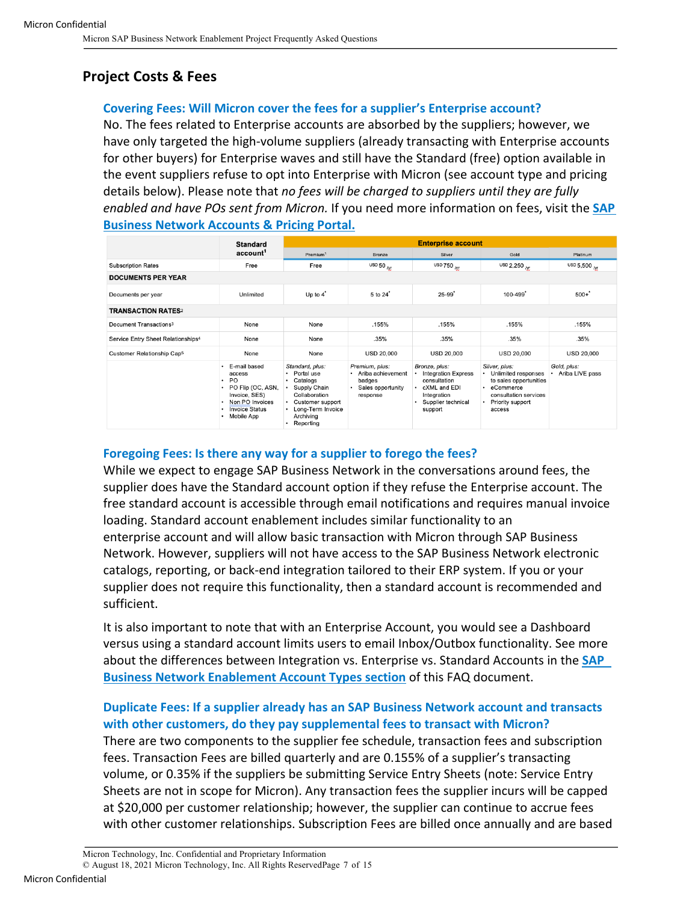## Project Costs & Fees

### Covering Fees: Will Micron cover the fees for a supplier's Enterprise account?

No. The fees related to Enterprise accounts are absorbed by the suppliers; however, we have only targeted the high-volume suppliers (already transacting with Enterprise accounts for other buyers) for Enterprise waves and still have the Standard (free) option available in the event suppliers refuse to opt into Enterprise with Micron (see account type and pricing details below). Please note that *no fees will be charged to suppliers until they are fully enabled and have POs sent from Micron.* If you need more information on fees, visit the **SAP Business Network Accounts & Pricing Portal.**

| | Standard account[1] | Enterprise account | | | | |
|---|---|---|---|---|---|---|
| | | Premium[1] | Bronze | Silver | Gold | Platinum |
| Subscription Rates | Free | Free | USD 50 /YR | USD 750 /YR | USD 2,250 /YR | USD 5,500 /YR |
| **DOCUMENTS PER YEAR** | | | | | | |
| Documents per year | Unlimited | Up to 4* | 5 to 24* | 25-99* | 100-499* | 500+* |
| **TRANSACTION RATES**[2] | | | | | | |
| Document Transactions[3] | None | None | .155% | .155% | .155% | .155% |
| Service Entry Sheet Relationships[4] | None | None | .35% | .35% | .35% | .35% |
| Customer Relationship Cap[5] | None | None | USD 20,000 | USD 20,000 | USD 20,000 | USD 20,000 |
| | • E-mail based access<br>• PO<br>• PO Flip (OC, ASN, Invoice, SES)<br>• Non PO Invoices<br>• Invoice Status<br>• Mobile App | *Standard, plus:*<br>• Portal use<br>• Catalogs<br>• Supply Chain Collaboration<br>• Customer support<br>• Long-Term Invoice Archiving<br>• Reporting | *Premium, plus:*<br>• Ariba achievement badges<br>• Sales opportunity response | *Bronze, plus:*<br>• Integration Express consultation<br>• cXML and EDI Integration<br>• Supplier technical support | *Silver, plus:*<br>• Unlimited responses to sales opportunities<br>• eCommerce consultation services<br>• Priority support access | *Gold, plus:*<br>• Ariba LIVE pass |

### Foregoing Fees: Is there any way for a supplier to forego the fees?

While we expect to engage SAP Business Network in the conversations around fees, the supplier does have the Standard account option if they refuse the Enterprise account. The free standard account is accessible through email notifications and requires manual invoice loading. Standard account enablement includes similar functionality to an enterprise account and will allow basic transaction with Micron through SAP Business Network. However, suppliers will not have access to the SAP Business Network electronic catalogs, reporting, or back-end integration tailored to their ERP system. If you or your supplier does not require this functionality, then a standard account is recommended and sufficient.

It is also important to note that with an Enterprise Account, you would see a Dashboard versus using a standard account limits users to email Inbox/Outbox functionality. See more about the differences between Integration vs. Enterprise vs. Standard Accounts in the **SAP Business Network Enablement Account Types section** of this FAQ document.

### Duplicate Fees: If a supplier already has an SAP Business Network account and transacts with other customers, do they pay supplemental fees to transact with Micron?

There are two components to the supplier fee schedule, transaction fees and subscription fees. Transaction Fees are billed quarterly and are 0.155% of a supplier's transacting volume, or 0.35% if the suppliers be submitting Service Entry Sheets (note: Service Entry Sheets are not in scope for Micron). Any transaction fees the supplier incurs will be capped at $20,000 per customer relationship; however, the supplier can continue to accrue fees with other customer relationships. Subscription Fees are billed once annually and are based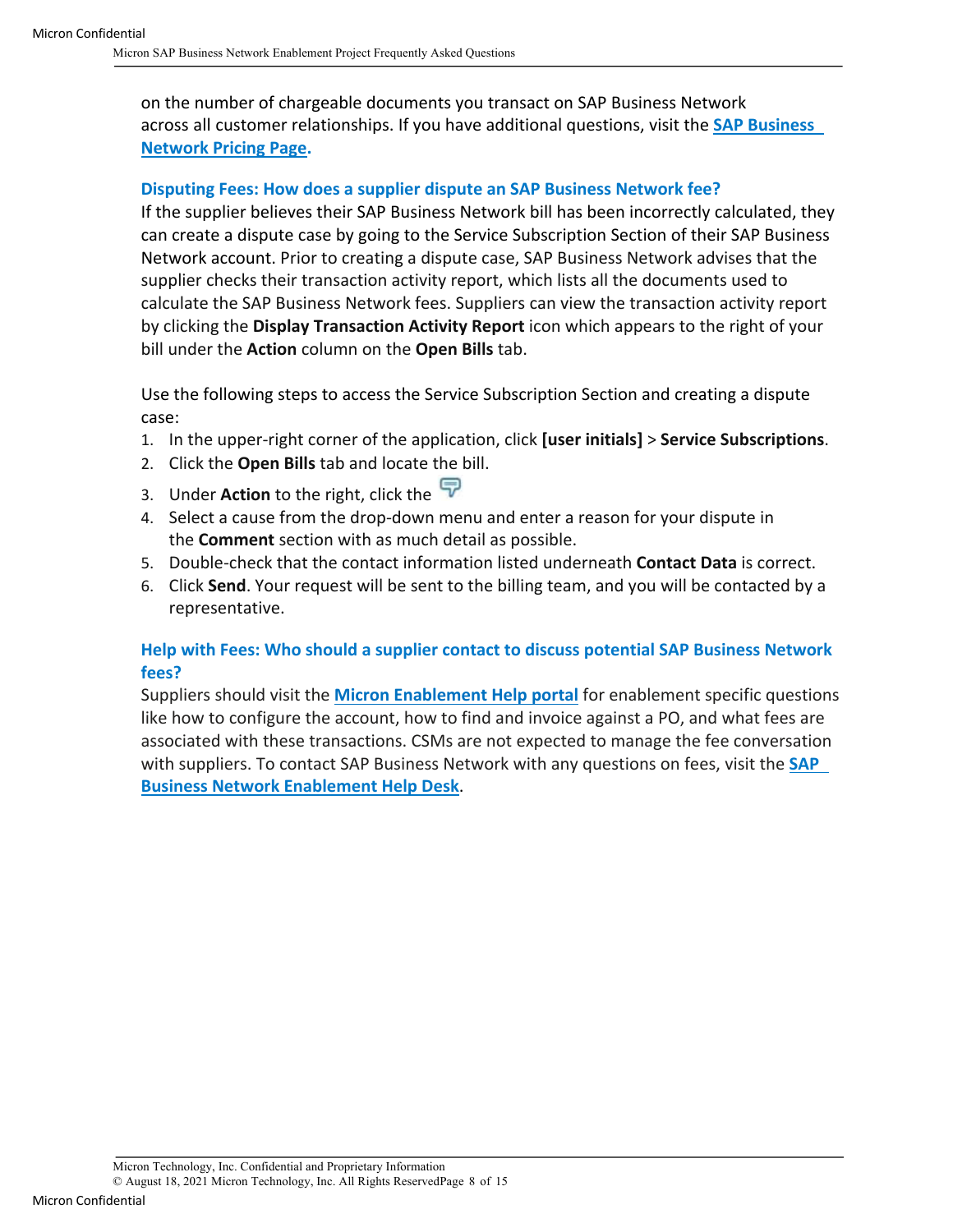on the number of chargeable documents you transact on SAP Business Network across all customer relationships. If you have additional questions, visit the **SAP Business Network Pricing Page**.

### Disputing Fees: How does a supplier dispute an SAP Business Network fee?

If the supplier believes their SAP Business Network bill has been incorrectly calculated, they can create a dispute case by going to the Service Subscription Section of their SAP Business Network account. Prior to creating a dispute case, SAP Business Network advises that the supplier checks their transaction activity report, which lists all the documents used to calculate the SAP Business Network fees. Suppliers can view the transaction activity report by clicking the **Display Transaction Activity Report** icon which appears to the right of your bill under the **Action** column on the **Open Bills** tab.

Use the following steps to access the Service Subscription Section and creating a dispute case:

1. In the upper-right corner of the application, click **[user initials]** > **Service Subscriptions**.
2. Click the **Open Bills** tab and locate the bill.
3. Under **Action** to the right, click the
4. Select a cause from the drop-down menu and enter a reason for your dispute in the **Comment** section with as much detail as possible.
5. Double-check that the contact information listed underneath **Contact Data** is correct.
6. Click **Send**. Your request will be sent to the billing team, and you will be contacted by a representative.

### Help with Fees: Who should a supplier contact to discuss potential SAP Business Network fees?

Suppliers should visit the **Micron Enablement Help portal** for enablement specific questions like how to configure the account, how to find and invoice against a PO, and what fees are associated with these transactions. CSMs are not expected to manage the fee conversation with suppliers. To contact SAP Business Network with any questions on fees, visit the **SAP Business Network Enablement Help Desk**.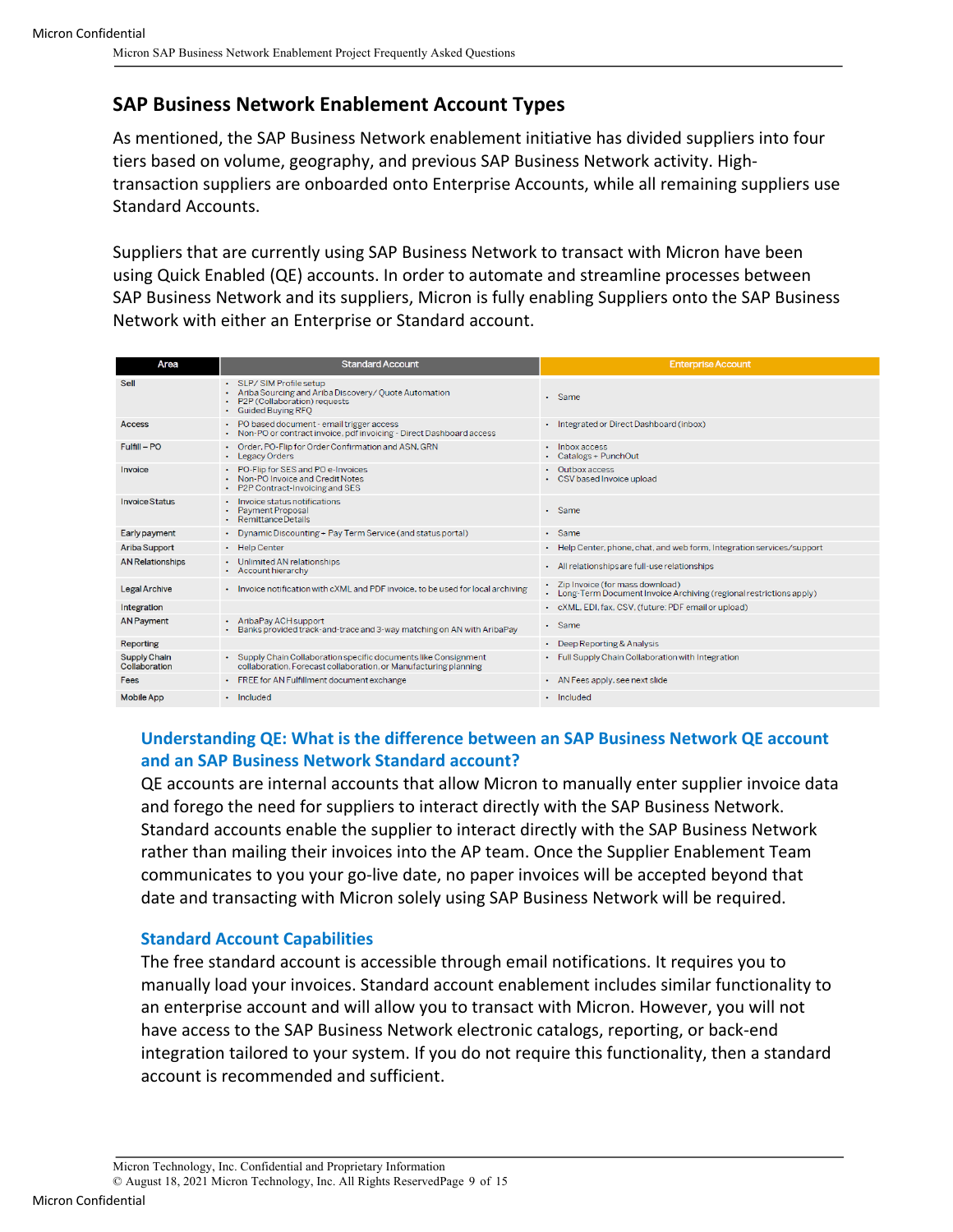## SAP Business Network Enablement Account Types

As mentioned, the SAP Business Network enablement initiative has divided suppliers into four tiers based on volume, geography, and previous SAP Business Network activity. High-transaction suppliers are onboarded onto Enterprise Accounts, while all remaining suppliers use Standard Accounts.

Suppliers that are currently using SAP Business Network to transact with Micron have been using Quick Enabled (QE) accounts. In order to automate and streamline processes between SAP Business Network and its suppliers, Micron is fully enabling Suppliers onto the SAP Business Network with either an Enterprise or Standard account.

| Area | Standard Account | Enterprise Account |
|---|---|---|
| Sell | • SLP/ SIM Profile setup<br>• Ariba Sourcing and Ariba Discovery/ Quote Automation<br>• P2P (Collaboration) requests<br>• Guided Buying RFQ | • Same |
| Access | • PO based document - email trigger access<br>• Non-PO or contract invoice, pdf invoicing - Direct Dashboard access | • Integrated or Direct Dashboard (inbox) |
| Fulfill – PO | • Order, PO-Flip for Order Confirmation and ASN, GRN<br>• Legacy Orders | • Inbox access<br>• Catalogs + PunchOut |
| Invoice | • PO-Flip for SES and PO e-Invoices<br>• Non-PO Invoice and Credit Notes<br>• P2P Contract-Invoicing and SES | • Outbox access<br>• CSV based Invoice upload |
| Invoice Status | • Invoice status notifications<br>• Payment Proposal<br>• Remittance Details | • Same |
| Early payment | • Dynamic Discounting + Pay Term Service (and status portal) | • Same |
| Ariba Support | • Help Center | • Help Center, phone, chat, and web form, Integration services/support |
| AN Relationships | • Unlimited AN relationships<br>• Account hierarchy | • All relationships are full-use relationships |
| Legal Archive | • Invoice notification with cXML and PDF invoice, to be used for local archiving | • Zip Invoice (for mass download)<br>• Long-Term Document Invoice Archiving (regional restrictions apply) |
| Integration | | • cXML, EDI, fax, CSV, (future: PDF email or upload) |
| AN Payment | • AribaPay ACH support<br>• Banks provided track-and-trace and 3-way matching on AN with AribaPay | • Same |
| Reporting | | • Deep Reporting & Analysis |
| Supply Chain Collaboration | • Supply Chain Collaboration specific documents like Consignment collaboration, Forecast collaboration, or Manufacturing planning | • Full Supply Chain Collaboration with Integration |
| Fees | • FREE for AN Fulfillment document exchange | • AN Fees apply, see next slide |
| Mobile App | • Included | • Included |

### Understanding QE: What is the difference between an SAP Business Network QE account and an SAP Business Network Standard account?

QE accounts are internal accounts that allow Micron to manually enter supplier invoice data and forego the need for suppliers to interact directly with the SAP Business Network. Standard accounts enable the supplier to interact directly with the SAP Business Network rather than mailing their invoices into the AP team. Once the Supplier Enablement Team communicates to you your go-live date, no paper invoices will be accepted beyond that date and transacting with Micron solely using SAP Business Network will be required.

### Standard Account Capabilities

The free standard account is accessible through email notifications. It requires you to manually load your invoices. Standard account enablement includes similar functionality to an enterprise account and will allow you to transact with Micron. However, you will not have access to the SAP Business Network electronic catalogs, reporting, or back-end integration tailored to your system. If you do not require this functionality, then a standard account is recommended and sufficient.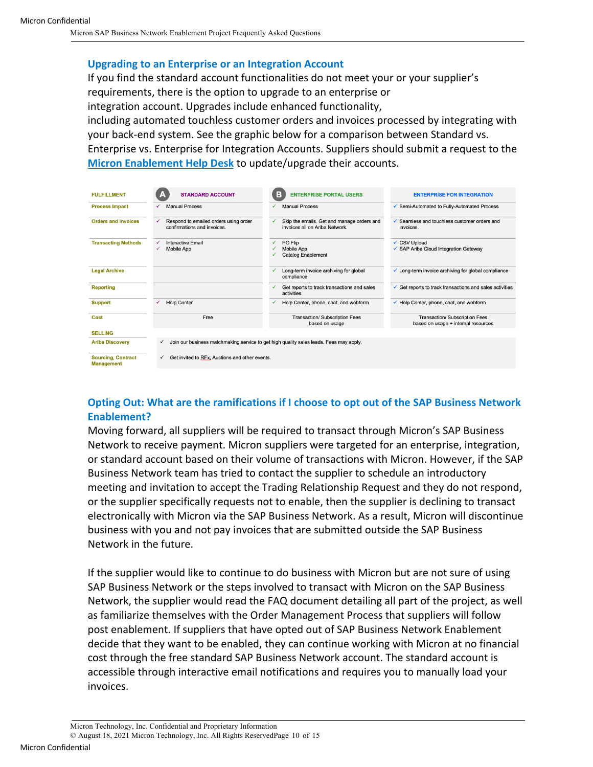## Upgrading to an Enterprise or an Integration Account

If you find the standard account functionalities do not meet your or your supplier's requirements, there is the option to upgrade to an enterprise or integration account. Upgrades include enhanced functionality, including automated touchless customer orders and invoices processed by integrating with your back-end system. See the graphic below for a comparison between Standard vs. Enterprise vs. Enterprise for Integration Accounts. Suppliers should submit a request to the Micron Enablement Help Desk to update/upgrade their accounts.

| FULFILLMENT | A STANDARD ACCOUNT | B ENTERPRISE PORTAL USERS | ENTERPRISE FOR INTEGRATION |
|---|---|---|---|
| Process Impact | ✓ Manual Process | ✓ Manual Process | ✓ Semi-Automated to Fully-Automated Process |
| Orders and Invoices | ✓ Respond to emailed orders using order confirmations and invoices. | ✓ Skip the emails. Get and manage orders and invoices all on Ariba Network. | ✓ Seamless and touchless customer orders and invoices. |
| Transacting Methods | ✓ Interactive Email<br>✓ Mobile App | ✓ PO Flip<br>✓ Mobile App<br>✓ Catalog Enablement | ✓ CSV Upload<br>✓ SAP Ariba Cloud Integration Gateway |
| Legal Archive | | ✓ Long-term invoice archiving for global compliance | ✓ Long-term invoice archiving for global compliance |
| Reporting | | ✓ Get reports to track transactions and sales activities | ✓ Get reports to track transactions and sales activities |
| Support | ✓ Help Center | ✓ Help Center, phone, chat, and webform | ✓ Help Center, phone, chat, and webform |
| Cost | Free | Transaction/ Subscription Fees based on usage | Transaction/ Subscription Fees based on usage + internal resources |
| SELLING | | | |
| Ariba Discovery | ✓ Join our business matchmaking service to get high quality sales leads. Fees may apply. | | |
| Sourcing, Contract Management | ✓ Get invited to RFx, Auctions and other events. | | |

## Opting Out: What are the ramifications if I choose to opt out of the SAP Business Network Enablement?

Moving forward, all suppliers will be required to transact through Micron's SAP Business Network to receive payment. Micron suppliers were targeted for an enterprise, integration, or standard account based on their volume of transactions with Micron. However, if the SAP Business Network team has tried to contact the supplier to schedule an introductory meeting and invitation to accept the Trading Relationship Request and they do not respond, or the supplier specifically requests not to enable, then the supplier is declining to transact electronically with Micron via the SAP Business Network. As a result, Micron will discontinue business with you and not pay invoices that are submitted outside the SAP Business Network in the future.

If the supplier would like to continue to do business with Micron but are not sure of using SAP Business Network or the steps involved to transact with Micron on the SAP Business Network, the supplier would read the FAQ document detailing all part of the project, as well as familiarize themselves with the Order Management Process that suppliers will follow post enablement. If suppliers that have opted out of SAP Business Network Enablement decide that they want to be enabled, they can continue working with Micron at no financial cost through the free standard SAP Business Network account. The standard account is accessible through interactive email notifications and requires you to manually load your invoices.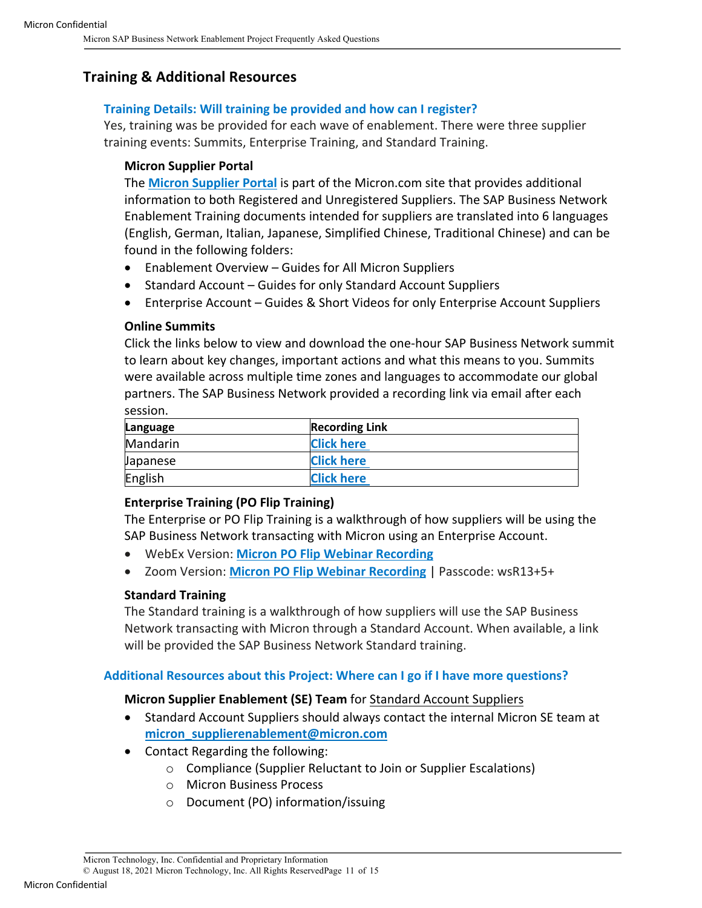## Training & Additional Resources

### Training Details: Will training be provided and how can I register?

Yes, training was be provided for each wave of enablement. There were three supplier training events: Summits, Enterprise Training, and Standard Training.

**Micron Supplier Portal**

The **Micron Supplier Portal** is part of the Micron.com site that provides additional information to both Registered and Unregistered Suppliers. The SAP Business Network Enablement Training documents intended for suppliers are translated into 6 languages (English, German, Italian, Japanese, Simplified Chinese, Traditional Chinese) and can be found in the following folders:

- Enablement Overview – Guides for All Micron Suppliers
- Standard Account – Guides for only Standard Account Suppliers
- Enterprise Account – Guides & Short Videos for only Enterprise Account Suppliers

**Online Summits**

Click the links below to view and download the one-hour SAP Business Network summit to learn about key changes, important actions and what this means to you. Summits were available across multiple time zones and languages to accommodate our global partners. The SAP Business Network provided a recording link via email after each session.

| Language | Recording Link |
|---|---|
| Mandarin | Click here |
| Japanese | Click here |
| English | Click here |

**Enterprise Training (PO Flip Training)**

The Enterprise or PO Flip Training is a walkthrough of how suppliers will be using the SAP Business Network transacting with Micron using an Enterprise Account.

- WebEx Version: **Micron PO Flip Webinar Recording**
- Zoom Version: **Micron PO Flip Webinar Recording** | Passcode: wsR13+5+

**Standard Training**

The Standard training is a walkthrough of how suppliers will use the SAP Business Network transacting with Micron through a Standard Account. When available, a link will be provided the SAP Business Network Standard training.

### Additional Resources about this Project: Where can I go if I have more questions?

**Micron Supplier Enablement (SE) Team** for Standard Account Suppliers

- Standard Account Suppliers should always contact the internal Micron SE team at **micron_supplierenablement@micron.com**
- Contact Regarding the following:
  - Compliance (Supplier Reluctant to Join or Supplier Escalations)
  - Micron Business Process
  - Document (PO) information/issuing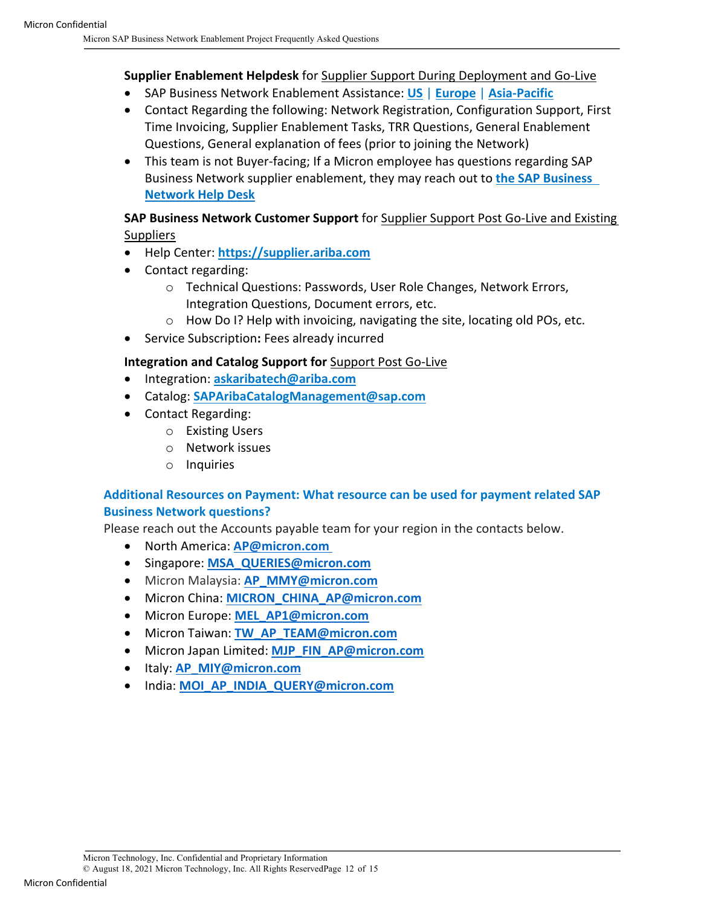**Supplier Enablement Helpdesk** for Supplier Support During Deployment and Go-Live

- SAP Business Network Enablement Assistance: **US** | **Europe** | **Asia-Pacific**
- Contact Regarding the following: Network Registration, Configuration Support, First Time Invoicing, Supplier Enablement Tasks, TRR Questions, General Enablement Questions, General explanation of fees (prior to joining the Network)
- This team is not Buyer-facing; If a Micron employee has questions regarding SAP Business Network supplier enablement, they may reach out to **the SAP Business Network Help Desk**

**SAP Business Network Customer Support** for Supplier Support Post Go-Live and Existing Suppliers

- Help Center: **https://supplier.ariba.com**
- Contact regarding:
  - Technical Questions: Passwords, User Role Changes, Network Errors, Integration Questions, Document errors, etc.
  - How Do I? Help with invoicing, navigating the site, locating old POs, etc.
- Service Subscription**:** Fees already incurred

**Integration and Catalog Support for** Support Post Go-Live

- Integration: **askaribatech@ariba.com**
- Catalog: **SAPAribaCatalogManagement@sap.com**
- Contact Regarding:
  - Existing Users
  - Network issues
  - Inquiries

### Additional Resources on Payment: What resource can be used for payment related SAP Business Network questions?

Please reach out the Accounts payable team for your region in the contacts below.

- North America: **AP@micron.com**
- Singapore: **MSA_QUERIES@micron.com**
- Micron Malaysia: **AP_MMY@micron.com**
- Micron China: **MICRON_CHINA_AP@micron.com**
- Micron Europe: **MEL_AP1@micron.com**
- Micron Taiwan: **TW_AP_TEAM@micron.com**
- Micron Japan Limited: **MJP_FIN_AP@micron.com**
- Italy: **AP_MIY@micron.com**
- India: **MOI_AP_INDIA_QUERY@micron.com**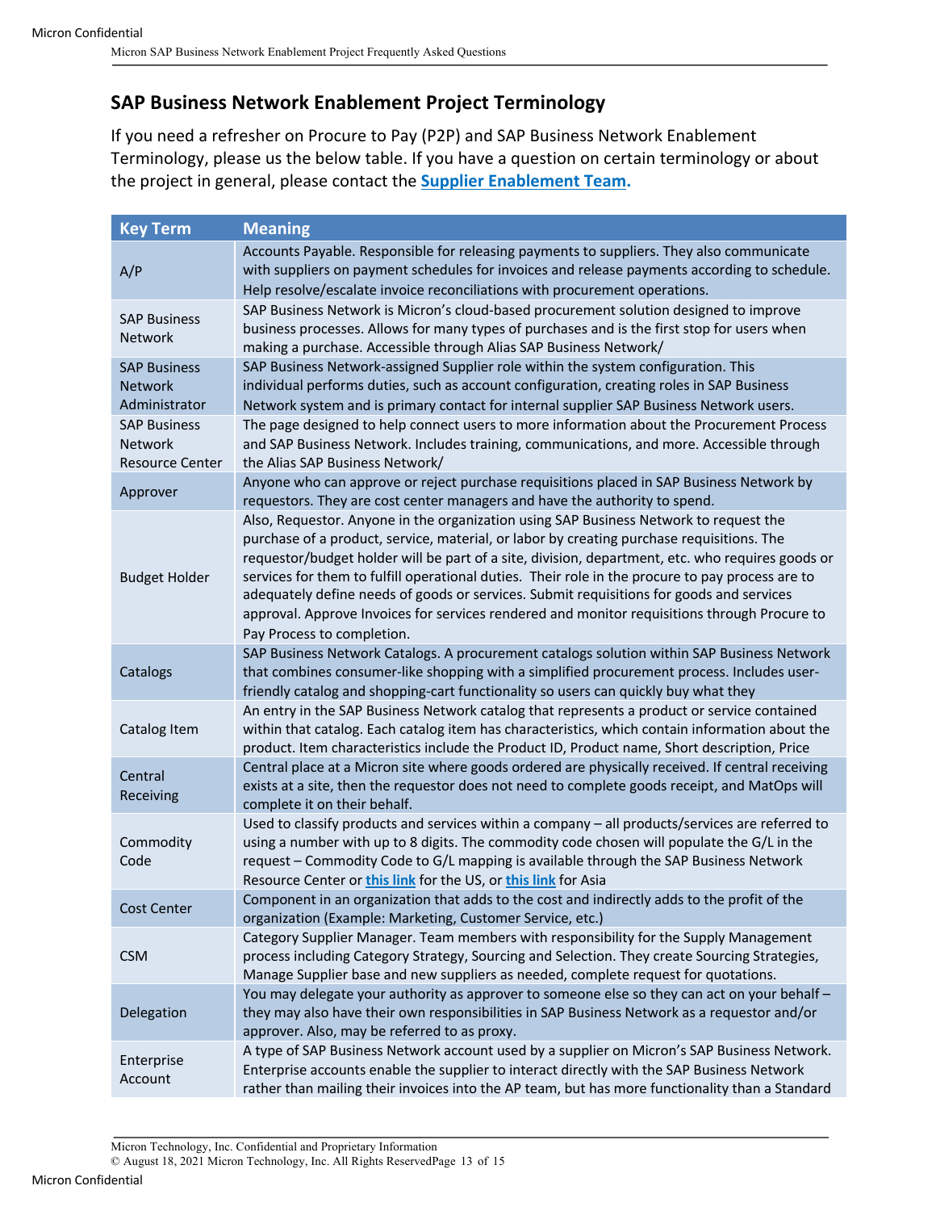## SAP Business Network Enablement Project Terminology

If you need a refresher on Procure to Pay (P2P) and SAP Business Network Enablement Terminology, please us the below table. If you have a question on certain terminology or about the project in general, please contact the **Supplier Enablement Team.**

| Key Term | Meaning |
|---|---|
| A/P | Accounts Payable. Responsible for releasing payments to suppliers. They also communicate with suppliers on payment schedules for invoices and release payments according to schedule. Help resolve/escalate invoice reconciliations with procurement operations. |
| SAP Business Network | SAP Business Network is Micron's cloud-based procurement solution designed to improve business processes. Allows for many types of purchases and is the first stop for users when making a purchase. Accessible through Alias SAP Business Network/ |
| SAP Business Network Administrator | SAP Business Network-assigned Supplier role within the system configuration. This individual performs duties, such as account configuration, creating roles in SAP Business Network system and is primary contact for internal supplier SAP Business Network users. |
| SAP Business Network Resource Center | The page designed to help connect users to more information about the Procurement Process and SAP Business Network. Includes training, communications, and more. Accessible through the Alias SAP Business Network/ |
| Approver | Anyone who can approve or reject purchase requisitions placed in SAP Business Network by requestors. They are cost center managers and have the authority to spend. |
| Budget Holder | Also, Requestor. Anyone in the organization using SAP Business Network to request the purchase of a product, service, material, or labor by creating purchase requisitions. The requestor/budget holder will be part of a site, division, department, etc. who requires goods or services for them to fulfill operational duties. Their role in the procure to pay process are to adequately define needs of goods or services. Submit requisitions for goods and services approval. Approve Invoices for services rendered and monitor requisitions through Procure to Pay Process to completion. |
| Catalogs | SAP Business Network Catalogs. A procurement catalogs solution within SAP Business Network that combines consumer-like shopping with a simplified procurement process. Includes user-friendly catalog and shopping-cart functionality so users can quickly buy what they |
| Catalog Item | An entry in the SAP Business Network catalog that represents a product or service contained within that catalog. Each catalog item has characteristics, which contain information about the product. Item characteristics include the Product ID, Product name, Short description, Price |
| Central Receiving | Central place at a Micron site where goods ordered are physically received. If central receiving exists at a site, then the requestor does not need to complete goods receipt, and MatOps will complete it on their behalf. |
| Commodity Code | Used to classify products and services within a company – all products/services are referred to using a number with up to 8 digits. The commodity code chosen will populate the G/L in the request – Commodity Code to G/L mapping is available through the SAP Business Network Resource Center or **this link** for the US, or **this link** for Asia |
| Cost Center | Component in an organization that adds to the cost and indirectly adds to the profit of the organization (Example: Marketing, Customer Service, etc.) |
| CSM | Category Supplier Manager. Team members with responsibility for the Supply Management process including Category Strategy, Sourcing and Selection. They create Sourcing Strategies, Manage Supplier base and new suppliers as needed, complete request for quotations. |
| Delegation | You may delegate your authority as approver to someone else so they can act on your behalf – they may also have their own responsibilities in SAP Business Network as a requestor and/or approver. Also, may be referred to as proxy. |
| Enterprise Account | A type of SAP Business Network account used by a supplier on Micron's SAP Business Network. Enterprise accounts enable the supplier to interact directly with the SAP Business Network rather than mailing their invoices into the AP team, but has more functionality than a Standard |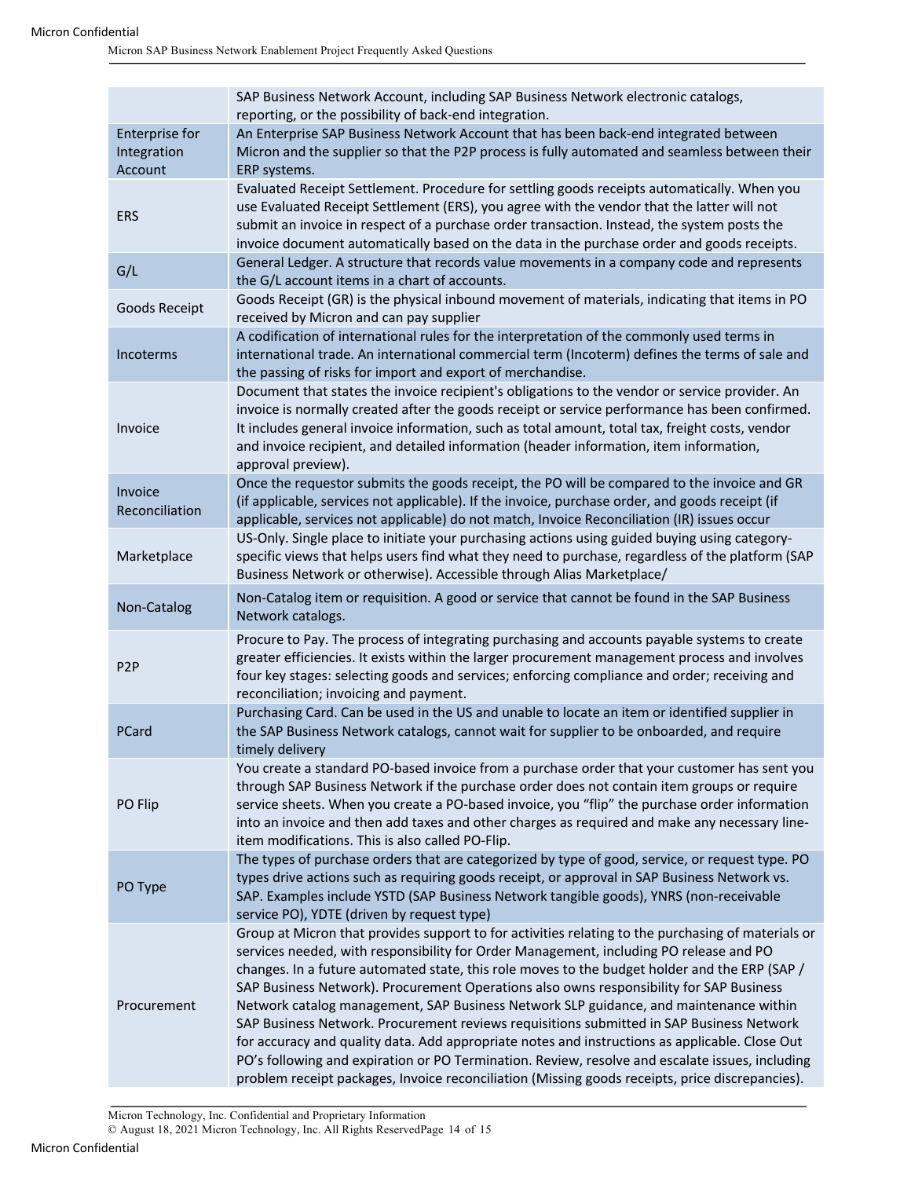| | |
|---|---|
| | SAP Business Network Account, including SAP Business Network electronic catalogs, reporting, or the possibility of back-end integration. |
| Enterprise for Integration Account | An Enterprise SAP Business Network Account that has been back-end integrated between Micron and the supplier so that the P2P process is fully automated and seamless between their ERP systems. |
| ERS | Evaluated Receipt Settlement. Procedure for settling goods receipts automatically. When you use Evaluated Receipt Settlement (ERS), you agree with the vendor that the latter will not submit an invoice in respect of a purchase order transaction. Instead, the system posts the invoice document automatically based on the data in the purchase order and goods receipts. |
| G/L | General Ledger. A structure that records value movements in a company code and represents the G/L account items in a chart of accounts. |
| Goods Receipt | Goods Receipt (GR) is the physical inbound movement of materials, indicating that items in PO received by Micron and can pay supplier |
| Incoterms | A codification of international rules for the interpretation of the commonly used terms in international trade. An international commercial term (Incoterm) defines the terms of sale and the passing of risks for import and export of merchandise. |
| Invoice | Document that states the invoice recipient's obligations to the vendor or service provider. An invoice is normally created after the goods receipt or service performance has been confirmed. It includes general invoice information, such as total amount, total tax, freight costs, vendor and invoice recipient, and detailed information (header information, item information, approval preview). |
| Invoice Reconciliation | Once the requestor submits the goods receipt, the PO will be compared to the invoice and GR (if applicable, services not applicable). If the invoice, purchase order, and goods receipt (if applicable, services not applicable) do not match, Invoice Reconciliation (IR) issues occur |
| Marketplace | US-Only. Single place to initiate your purchasing actions using guided buying using category-specific views that helps users find what they need to purchase, regardless of the platform (SAP Business Network or otherwise). Accessible through Alias Marketplace/ |
| Non-Catalog | Non-Catalog item or requisition. A good or service that cannot be found in the SAP Business Network catalogs. |
| P2P | Procure to Pay. The process of integrating purchasing and accounts payable systems to create greater efficiencies. It exists within the larger procurement management process and involves four key stages: selecting goods and services; enforcing compliance and order; receiving and reconciliation; invoicing and payment. |
| PCard | Purchasing Card. Can be used in the US and unable to locate an item or identified supplier in the SAP Business Network catalogs, cannot wait for supplier to be onboarded, and require timely delivery |
| PO Flip | You create a standard PO-based invoice from a purchase order that your customer has sent you through SAP Business Network if the purchase order does not contain item groups or require service sheets. When you create a PO-based invoice, you "flip" the purchase order information into an invoice and then add taxes and other charges as required and make any necessary line-item modifications. This is also called PO-Flip. |
| PO Type | The types of purchase orders that are categorized by type of good, service, or request type. PO types drive actions such as requiring goods receipt, or approval in SAP Business Network vs. SAP. Examples include YSTD (SAP Business Network tangible goods), YNRS (non-receivable service PO), YDTE (driven by request type) |
| Procurement | Group at Micron that provides support to for activities relating to the purchasing of materials or services needed, with responsibility for Order Management, including PO release and PO changes. In a future automated state, this role moves to the budget holder and the ERP (SAP / SAP Business Network). Procurement Operations also owns responsibility for SAP Business Network catalog management, SAP Business Network SLP guidance, and maintenance within SAP Business Network. Procurement reviews requisitions submitted in SAP Business Network for accuracy and quality data. Add appropriate notes and instructions as applicable. Close Out PO's following and expiration or PO Termination. Review, resolve and escalate issues, including problem receipt packages, Invoice reconciliation (Missing goods receipts, price discrepancies). |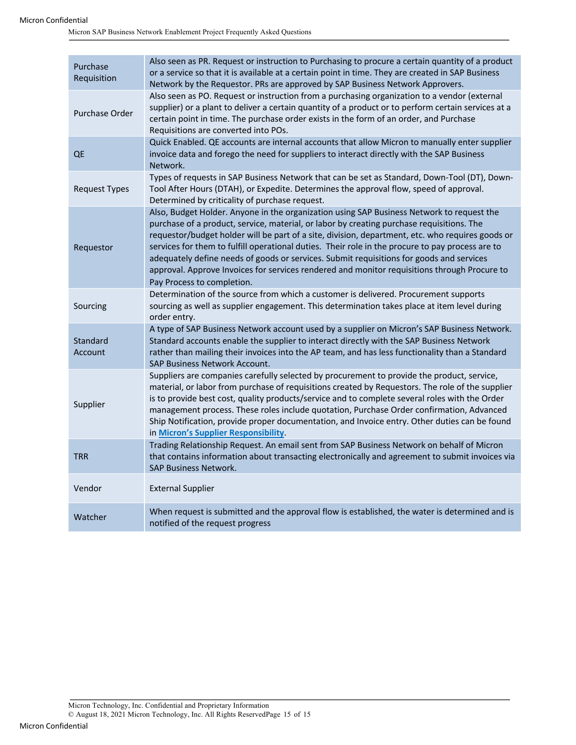| | |
|---|---|
| Purchase Requisition | Also seen as PR. Request or instruction to Purchasing to procure a certain quantity of a product or a service so that it is available at a certain point in time. They are created in SAP Business Network by the Requestor. PRs are approved by SAP Business Network Approvers. |
| Purchase Order | Also seen as PO. Request or instruction from a purchasing organization to a vendor (external supplier) or a plant to deliver a certain quantity of a product or to perform certain services at a certain point in time. The purchase order exists in the form of an order, and Purchase Requisitions are converted into POs. |
| QE | Quick Enabled. QE accounts are internal accounts that allow Micron to manually enter supplier invoice data and forego the need for suppliers to interact directly with the SAP Business Network. |
| Request Types | Types of requests in SAP Business Network that can be set as Standard, Down-Tool (DT), Down-Tool After Hours (DTAH), or Expedite. Determines the approval flow, speed of approval. Determined by criticality of purchase request. |
| Requestor | Also, Budget Holder. Anyone in the organization using SAP Business Network to request the purchase of a product, service, material, or labor by creating purchase requisitions. The requestor/budget holder will be part of a site, division, department, etc. who requires goods or services for them to fulfill operational duties. Their role in the procure to pay process are to adequately define needs of goods or services. Submit requisitions for goods and services approval. Approve Invoices for services rendered and monitor requisitions through Procure to Pay Process to completion. |
| Sourcing | Determination of the source from which a customer is delivered. Procurement supports sourcing as well as supplier engagement. This determination takes place at item level during order entry. |
| Standard Account | A type of SAP Business Network account used by a supplier on Micron's SAP Business Network. Standard accounts enable the supplier to interact directly with the SAP Business Network rather than mailing their invoices into the AP team, and has less functionality than a Standard SAP Business Network Account. |
| Supplier | Suppliers are companies carefully selected by procurement to provide the product, service, material, or labor from purchase of requisitions created by Requestors. The role of the supplier is to provide best cost, quality products/service and to complete several roles with the Order management process. These roles include quotation, Purchase Order confirmation, Advanced Ship Notification, provide proper documentation, and Invoice entry. Other duties can be found in **Micron's Supplier Responsibility**. |
| TRR | Trading Relationship Request. An email sent from SAP Business Network on behalf of Micron that contains information about transacting electronically and agreement to submit invoices via SAP Business Network. |
| Vendor | External Supplier |
| Watcher | When request is submitted and the approval flow is established, the water is determined and is notified of the request progress |